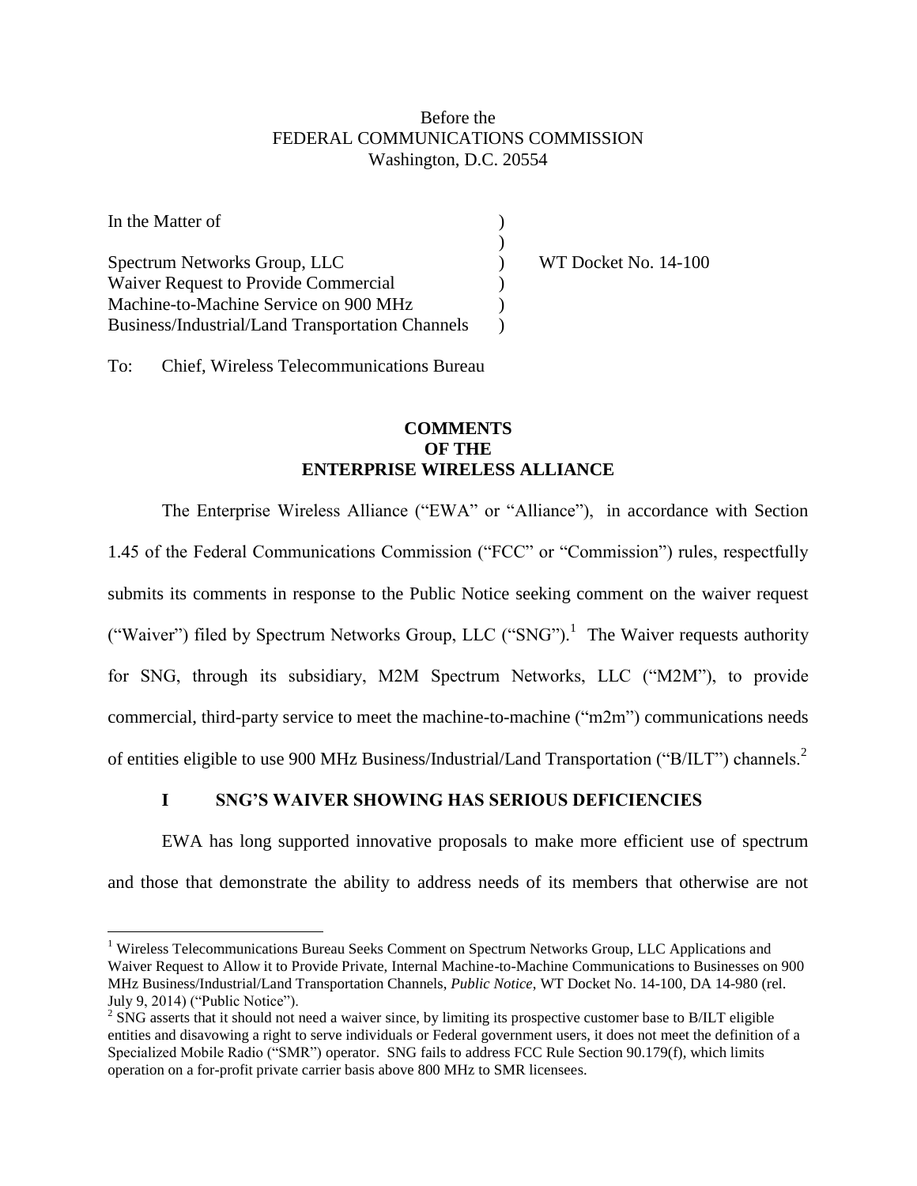Before the
FEDERAL COMMUNICATIONS COMMISSION
Washington, D.C. 20554

In the Matter of )
)
Spectrum Networks Group, LLC ) WT Docket No. 14-100
Waiver Request to Provide Commercial )
Machine-to-Machine Service on 900 MHz )
Business/Industrial/Land Transportation Channels )

To: Chief, Wireless Telecommunications Bureau

**COMMENTS**
**OF THE**
**ENTERPRISE WIRELESS ALLIANCE**

The Enterprise Wireless Alliance ("EWA" or "Alliance"), in accordance with Section 1.45 of the Federal Communications Commission ("FCC" or "Commission") rules, respectfully submits its comments in response to the Public Notice seeking comment on the waiver request ("Waiver") filed by Spectrum Networks Group, LLC ("SNG").[1] The Waiver requests authority for SNG, through its subsidiary, M2M Spectrum Networks, LLC ("M2M"), to provide commercial, third-party service to meet the machine-to-machine ("m2m") communications needs of entities eligible to use 900 MHz Business/Industrial/Land Transportation ("B/ILT") channels.[2]

## I SNG'S WAIVER SHOWING HAS SERIOUS DEFICIENCIES

EWA has long supported innovative proposals to make more efficient use of spectrum and those that demonstrate the ability to address needs of its members that otherwise are not

---

[1] Wireless Telecommunications Bureau Seeks Comment on Spectrum Networks Group, LLC Applications and Waiver Request to Allow it to Provide Private, Internal Machine-to-Machine Communications to Businesses on 900 MHz Business/Industrial/Land Transportation Channels, *Public Notice*, WT Docket No. 14-100, DA 14-980 (rel. July 9, 2014) ("Public Notice").

[2] SNG asserts that it should not need a waiver since, by limiting its prospective customer base to B/ILT eligible entities and disavowing a right to serve individuals or Federal government users, it does not meet the definition of a Specialized Mobile Radio ("SMR") operator. SNG fails to address FCC Rule Section 90.179(f), which limits operation on a for-profit private carrier basis above 800 MHz to SMR licensees.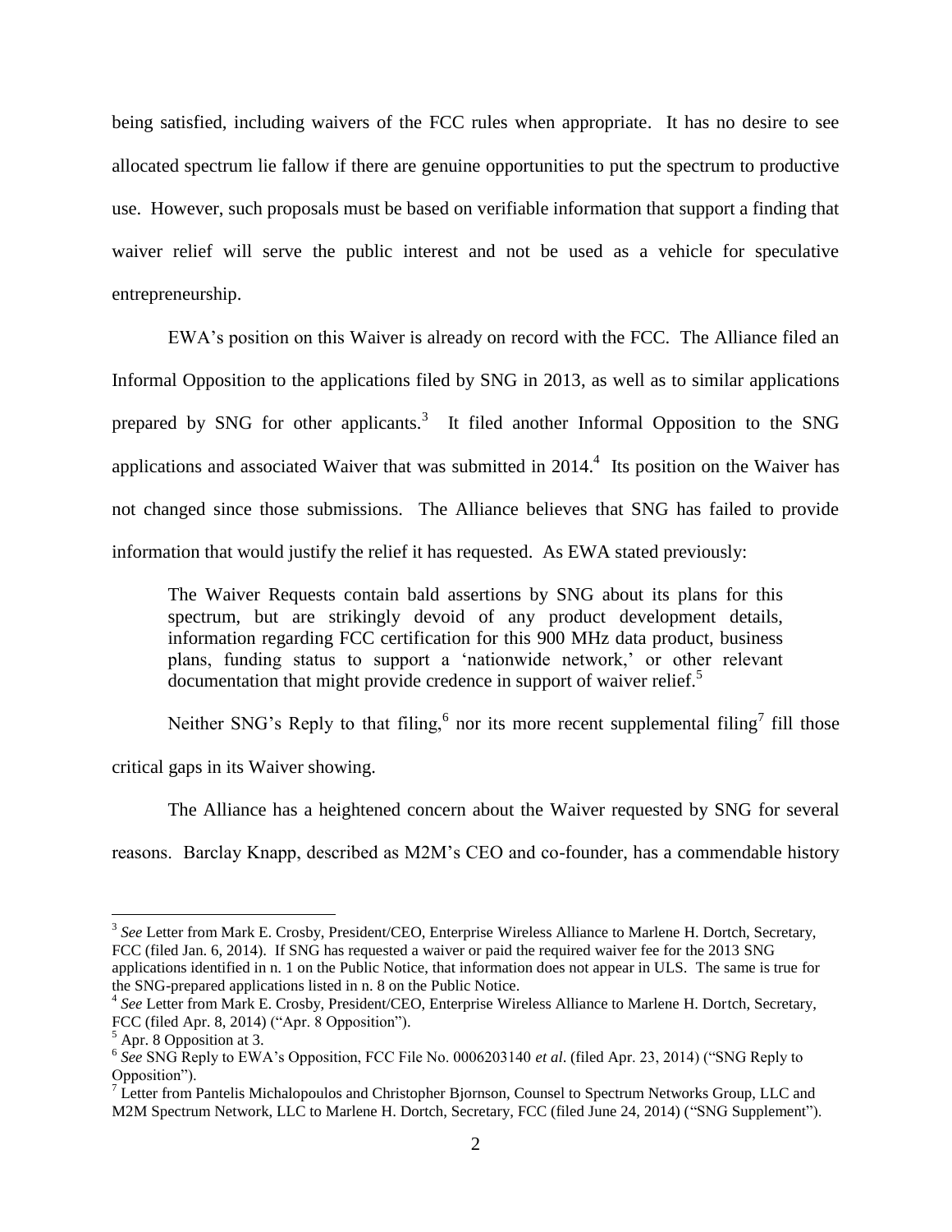being satisfied, including waivers of the FCC rules when appropriate. It has no desire to see allocated spectrum lie fallow if there are genuine opportunities to put the spectrum to productive use. However, such proposals must be based on verifiable information that support a finding that waiver relief will serve the public interest and not be used as a vehicle for speculative entrepreneurship.

EWA's position on this Waiver is already on record with the FCC. The Alliance filed an Informal Opposition to the applications filed by SNG in 2013, as well as to similar applications prepared by SNG for other applicants.[3] It filed another Informal Opposition to the SNG applications and associated Waiver that was submitted in 2014.[4] Its position on the Waiver has not changed since those submissions. The Alliance believes that SNG has failed to provide information that would justify the relief it has requested. As EWA stated previously:

> The Waiver Requests contain bald assertions by SNG about its plans for this spectrum, but are strikingly devoid of any product development details, information regarding FCC certification for this 900 MHz data product, business plans, funding status to support a 'nationwide network,' or other relevant documentation that might provide credence in support of waiver relief.[5]

Neither SNG's Reply to that filing,[6] nor its more recent supplemental filing[7] fill those critical gaps in its Waiver showing.

The Alliance has a heightened concern about the Waiver requested by SNG for several reasons. Barclay Knapp, described as M2M's CEO and co-founder, has a commendable history

---

[3] *See* Letter from Mark E. Crosby, President/CEO, Enterprise Wireless Alliance to Marlene H. Dortch, Secretary, FCC (filed Jan. 6, 2014). If SNG has requested a waiver or paid the required waiver fee for the 2013 SNG applications identified in n. 1 on the Public Notice, that information does not appear in ULS. The same is true for the SNG-prepared applications listed in n. 8 on the Public Notice.

[4] *See* Letter from Mark E. Crosby, President/CEO, Enterprise Wireless Alliance to Marlene H. Dortch, Secretary, FCC (filed Apr. 8, 2014) ("Apr. 8 Opposition").

[5] Apr. 8 Opposition at 3.

[6] *See* SNG Reply to EWA's Opposition, FCC File No. 0006203140 *et al*. (filed Apr. 23, 2014) ("SNG Reply to Opposition").

[7] Letter from Pantelis Michalopoulos and Christopher Bjornson, Counsel to Spectrum Networks Group, LLC and M2M Spectrum Network, LLC to Marlene H. Dortch, Secretary, FCC (filed June 24, 2014) ("SNG Supplement").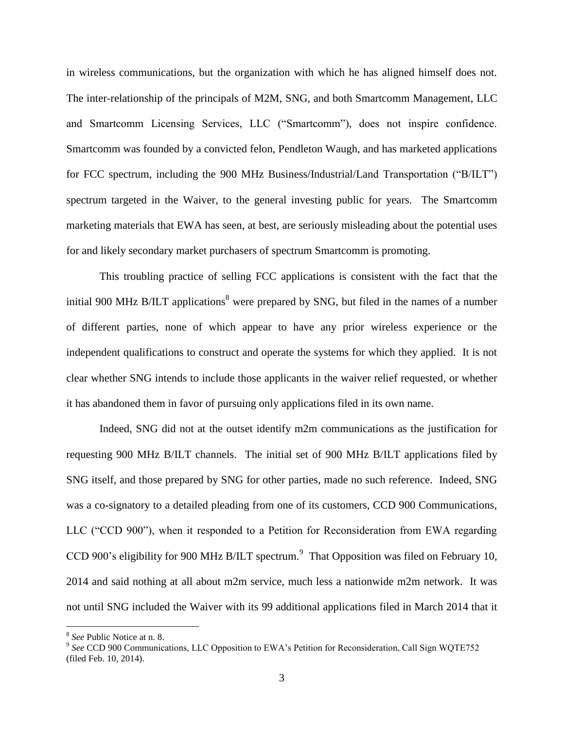in wireless communications, but the organization with which he has aligned himself does not. The inter-relationship of the principals of M2M, SNG, and both Smartcomm Management, LLC and Smartcomm Licensing Services, LLC ("Smartcomm"), does not inspire confidence. Smartcomm was founded by a convicted felon, Pendleton Waugh, and has marketed applications for FCC spectrum, including the 900 MHz Business/Industrial/Land Transportation ("B/ILT") spectrum targeted in the Waiver, to the general investing public for years. The Smartcomm marketing materials that EWA has seen, at best, are seriously misleading about the potential uses for and likely secondary market purchasers of spectrum Smartcomm is promoting.

This troubling practice of selling FCC applications is consistent with the fact that the initial 900 MHz B/ILT applications[8] were prepared by SNG, but filed in the names of a number of different parties, none of which appear to have any prior wireless experience or the independent qualifications to construct and operate the systems for which they applied. It is not clear whether SNG intends to include those applicants in the waiver relief requested, or whether it has abandoned them in favor of pursuing only applications filed in its own name.

Indeed, SNG did not at the outset identify m2m communications as the justification for requesting 900 MHz B/ILT channels. The initial set of 900 MHz B/ILT applications filed by SNG itself, and those prepared by SNG for other parties, made no such reference. Indeed, SNG was a co-signatory to a detailed pleading from one of its customers, CCD 900 Communications, LLC ("CCD 900"), when it responded to a Petition for Reconsideration from EWA regarding CCD 900's eligibility for 900 MHz B/ILT spectrum.[9] That Opposition was filed on February 10, 2014 and said nothing at all about m2m service, much less a nationwide m2m network. It was not until SNG included the Waiver with its 99 additional applications filed in March 2014 that it

---

[8] *See* Public Notice at n. 8.

[9] *See* CCD 900 Communications, LLC Opposition to EWA's Petition for Reconsideration, Call Sign WQTE752 (filed Feb. 10, 2014).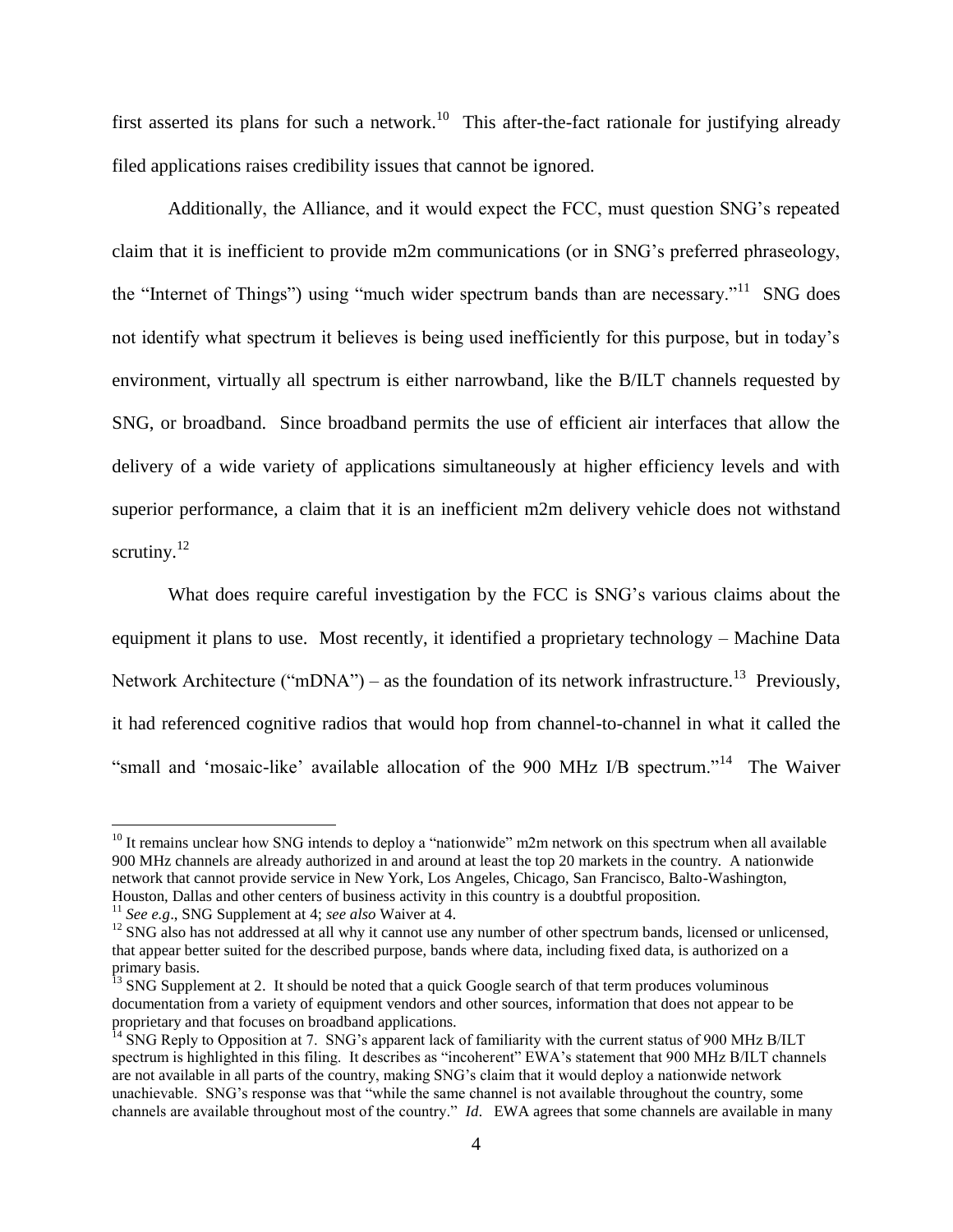first asserted its plans for such a network.[10] This after-the-fact rationale for justifying already filed applications raises credibility issues that cannot be ignored.

Additionally, the Alliance, and it would expect the FCC, must question SNG's repeated claim that it is inefficient to provide m2m communications (or in SNG's preferred phraseology, the "Internet of Things") using "much wider spectrum bands than are necessary."[11] SNG does not identify what spectrum it believes is being used inefficiently for this purpose, but in today's environment, virtually all spectrum is either narrowband, like the B/ILT channels requested by SNG, or broadband. Since broadband permits the use of efficient air interfaces that allow the delivery of a wide variety of applications simultaneously at higher efficiency levels and with superior performance, a claim that it is an inefficient m2m delivery vehicle does not withstand scrutiny.[12]

What does require careful investigation by the FCC is SNG's various claims about the equipment it plans to use. Most recently, it identified a proprietary technology – Machine Data Network Architecture ("mDNA") – as the foundation of its network infrastructure.[13] Previously, it had referenced cognitive radios that would hop from channel-to-channel in what it called the "small and 'mosaic-like' available allocation of the 900 MHz I/B spectrum."[14] The Waiver

---

[10] It remains unclear how SNG intends to deploy a "nationwide" m2m network on this spectrum when all available 900 MHz channels are already authorized in and around at least the top 20 markets in the country. A nationwide network that cannot provide service in New York, Los Angeles, Chicago, San Francisco, Balto-Washington, Houston, Dallas and other centers of business activity in this country is a doubtful proposition.

[11] *See e.g*., SNG Supplement at 4; *see also* Waiver at 4.

[12] SNG also has not addressed at all why it cannot use any number of other spectrum bands, licensed or unlicensed, that appear better suited for the described purpose, bands where data, including fixed data, is authorized on a primary basis.

[13] SNG Supplement at 2. It should be noted that a quick Google search of that term produces voluminous documentation from a variety of equipment vendors and other sources, information that does not appear to be proprietary and that focuses on broadband applications.

[14] SNG Reply to Opposition at 7. SNG's apparent lack of familiarity with the current status of 900 MHz B/ILT spectrum is highlighted in this filing. It describes as "incoherent" EWA's statement that 900 MHz B/ILT channels are not available in all parts of the country, making SNG's claim that it would deploy a nationwide network unachievable. SNG's response was that "while the same channel is not available throughout the country, some channels are available throughout most of the country." *Id*. EWA agrees that some channels are available in many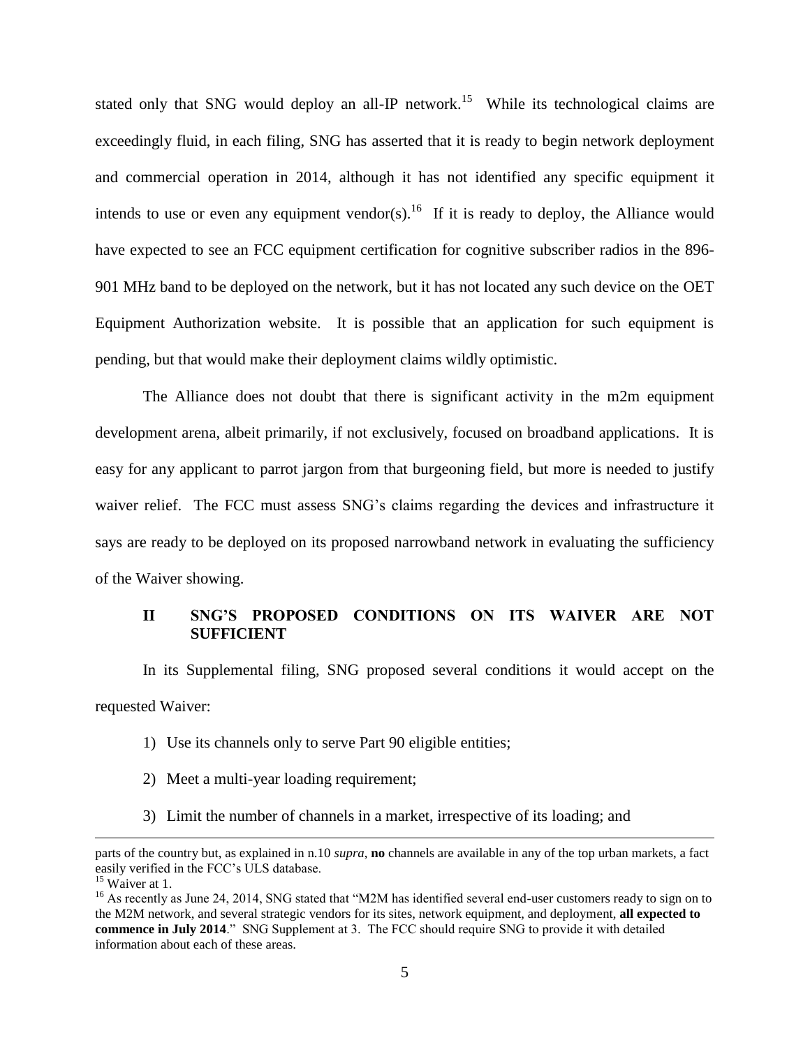stated only that SNG would deploy an all-IP network.[15] While its technological claims are exceedingly fluid, in each filing, SNG has asserted that it is ready to begin network deployment and commercial operation in 2014, although it has not identified any specific equipment it intends to use or even any equipment vendor(s).[16] If it is ready to deploy, the Alliance would have expected to see an FCC equipment certification for cognitive subscriber radios in the 896-901 MHz band to be deployed on the network, but it has not located any such device on the OET Equipment Authorization website. It is possible that an application for such equipment is pending, but that would make their deployment claims wildly optimistic.

The Alliance does not doubt that there is significant activity in the m2m equipment development arena, albeit primarily, if not exclusively, focused on broadband applications. It is easy for any applicant to parrot jargon from that burgeoning field, but more is needed to justify waiver relief. The FCC must assess SNG's claims regarding the devices and infrastructure it says are ready to be deployed on its proposed narrowband network in evaluating the sufficiency of the Waiver showing.

## II SNG'S PROPOSED CONDITIONS ON ITS WAIVER ARE NOT SUFFICIENT

In its Supplemental filing, SNG proposed several conditions it would accept on the requested Waiver:

1) Use its channels only to serve Part 90 eligible entities;
2) Meet a multi-year loading requirement;
3) Limit the number of channels in a market, irrespective of its loading; and

---

parts of the country but, as explained in n.10 *supra*, **no** channels are available in any of the top urban markets, a fact easily verified in the FCC's ULS database.

[15] Waiver at 1.

[16] As recently as June 24, 2014, SNG stated that "M2M has identified several end-user customers ready to sign on to the M2M network, and several strategic vendors for its sites, network equipment, and deployment, **all expected to commence in July 2014**." SNG Supplement at 3. The FCC should require SNG to provide it with detailed information about each of these areas.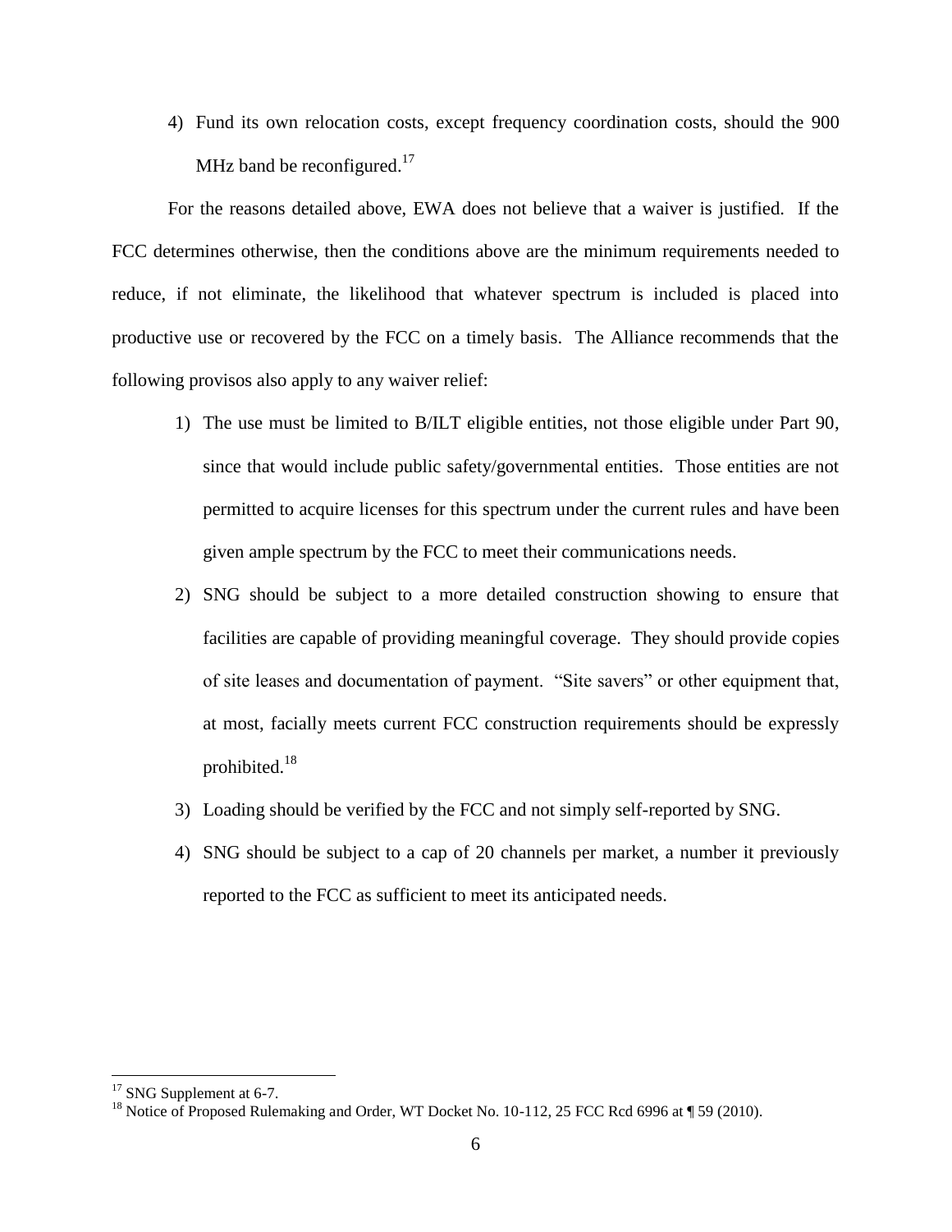4) Fund its own relocation costs, except frequency coordination costs, should the 900 MHz band be reconfigured.[17]

For the reasons detailed above, EWA does not believe that a waiver is justified. If the FCC determines otherwise, then the conditions above are the minimum requirements needed to reduce, if not eliminate, the likelihood that whatever spectrum is included is placed into productive use or recovered by the FCC on a timely basis. The Alliance recommends that the following provisos also apply to any waiver relief:

1) The use must be limited to B/ILT eligible entities, not those eligible under Part 90, since that would include public safety/governmental entities. Those entities are not permitted to acquire licenses for this spectrum under the current rules and have been given ample spectrum by the FCC to meet their communications needs.

2) SNG should be subject to a more detailed construction showing to ensure that facilities are capable of providing meaningful coverage. They should provide copies of site leases and documentation of payment. "Site savers" or other equipment that, at most, facially meets current FCC construction requirements should be expressly prohibited.[18]

3) Loading should be verified by the FCC and not simply self-reported by SNG.

4) SNG should be subject to a cap of 20 channels per market, a number it previously reported to the FCC as sufficient to meet its anticipated needs.

---

[17] SNG Supplement at 6-7.

[18] Notice of Proposed Rulemaking and Order, WT Docket No. 10-112, 25 FCC Rcd 6996 at ¶ 59 (2010).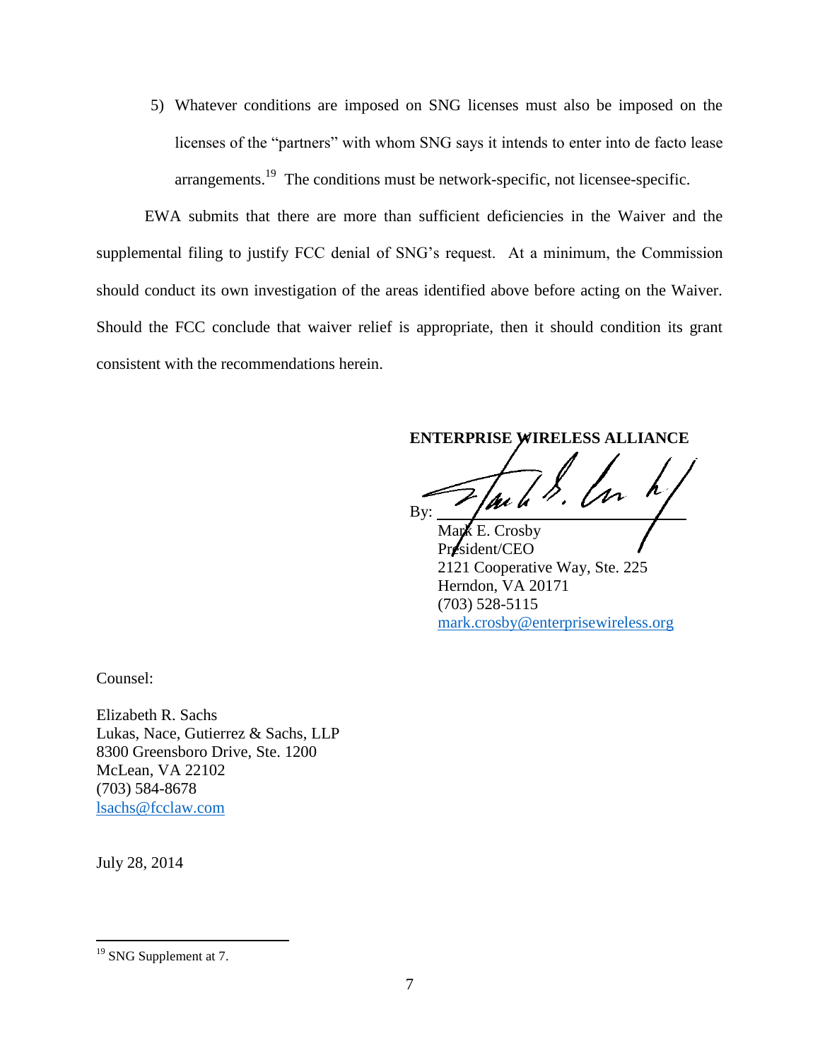5) Whatever conditions are imposed on SNG licenses must also be imposed on the licenses of the "partners" with whom SNG says it intends to enter into de facto lease arrangements.[19] The conditions must be network-specific, not licensee-specific.

EWA submits that there are more than sufficient deficiencies in the Waiver and the supplemental filing to justify FCC denial of SNG's request. At a minimum, the Commission should conduct its own investigation of the areas identified above before acting on the Waiver. Should the FCC conclude that waiver relief is appropriate, then it should condition its grant consistent with the recommendations herein.

**ENTERPRISE WIRELESS ALLIANCE**

By: ______________________________
Mark E. Crosby
President/CEO
2121 Cooperative Way, Ste. 225
Herndon, VA 20171
(703) 528-5115
mark.crosby@enterprisewireless.org

Counsel:

Elizabeth R. Sachs
Lukas, Nace, Gutierrez & Sachs, LLP
8300 Greensboro Drive, Ste. 1200
McLean, VA 22102
(703) 584-8678
lsachs@fcclaw.com

July 28, 2014

---

[19] SNG Supplement at 7.